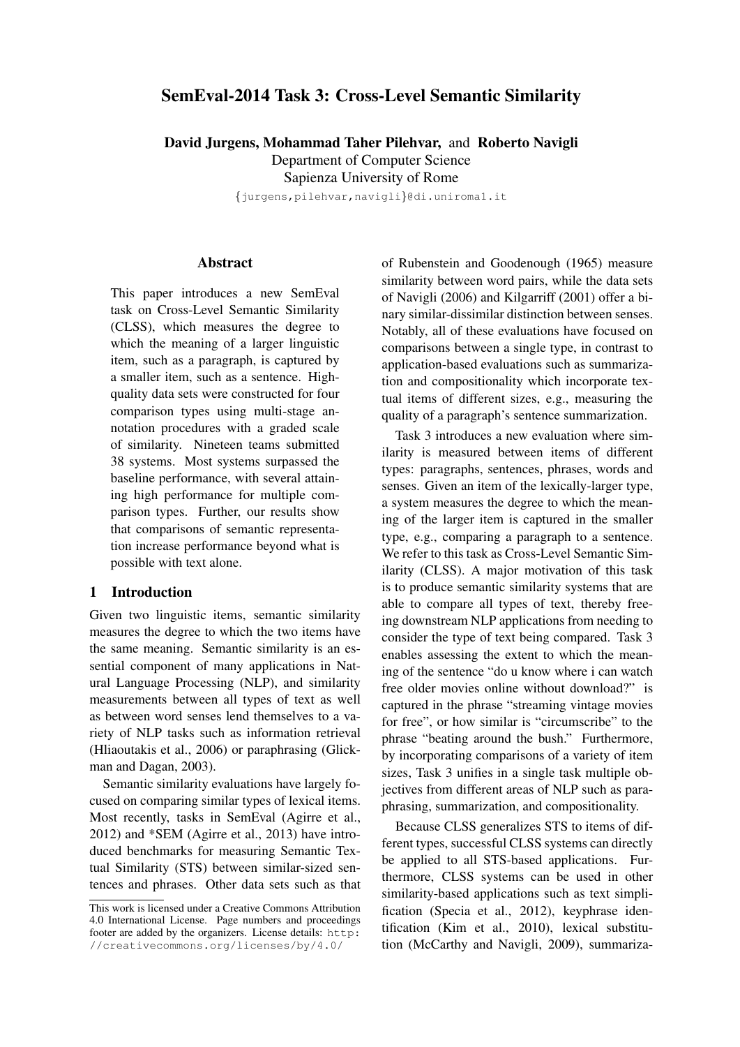# SemEval-2014 Task 3: Cross-Level Semantic Similarity

**David Jurgens, Mohammad Taher Pilehvar,** and **Roberto Navigli**
Department of Computer Science
Sapienza University of Rome
{jurgens,pilehvar,navigli}@di.uniroma1.it

## Abstract

This paper introduces a new SemEval task on Cross-Level Semantic Similarity (CLSS), which measures the degree to which the meaning of a larger linguistic item, such as a paragraph, is captured by a smaller item, such as a sentence. High-quality data sets were constructed for four comparison types using multi-stage annotation procedures with a graded scale of similarity. Nineteen teams submitted 38 systems. Most systems surpassed the baseline performance, with several attaining high performance for multiple comparison types. Further, our results show that comparisons of semantic representation increase performance beyond what is possible with text alone.

## 1 Introduction

Given two linguistic items, semantic similarity measures the degree to which the two items have the same meaning. Semantic similarity is an essential component of many applications in Natural Language Processing (NLP), and similarity measurements between all types of text as well as between word senses lend themselves to a variety of NLP tasks such as information retrieval (Hliaoutakis et al., 2006) or paraphrasing (Glickman and Dagan, 2003).

Semantic similarity evaluations have largely focused on comparing similar types of lexical items. Most recently, tasks in SemEval (Agirre et al., 2012) and *SEM (Agirre et al., 2013) have introduced benchmarks for measuring Semantic Textual Similarity (STS) between similar-sized sentences and phrases. Other data sets such as that of Rubenstein and Goodenough (1965) measure similarity between word pairs, while the data sets of Navigli (2006) and Kilgarriff (2001) offer a binary similar-dissimilar distinction between senses. Notably, all of these evaluations have focused on comparisons between a single type, in contrast to application-based evaluations such as summarization and compositionality which incorporate textual items of different sizes, e.g., measuring the quality of a paragraph's sentence summarization.

Task 3 introduces a new evaluation where similarity is measured between items of different types: paragraphs, sentences, phrases, words and senses. Given an item of the lexically-larger type, a system measures the degree to which the meaning of the larger item is captured in the smaller type, e.g., comparing a paragraph to a sentence. We refer to this task as Cross-Level Semantic Similarity (CLSS). A major motivation of this task is to produce semantic similarity systems that are able to compare all types of text, thereby freeing downstream NLP applications from needing to consider the type of text being compared. Task 3 enables assessing the extent to which the meaning of the sentence "do u know where i can watch free older movies online without download?" is captured in the phrase "streaming vintage movies for free", or how similar is "circumscribe" to the phrase "beating around the bush." Furthermore, by incorporating comparisons of a variety of item sizes, Task 3 unifies in a single task multiple objectives from different areas of NLP such as paraphrasing, summarization, and compositionality.

Because CLSS generalizes STS to items of different types, successful CLSS systems can directly be applied to all STS-based applications. Furthermore, CLSS systems can be used in other similarity-based applications such as text simplification (Specia et al., 2012), keyphrase identification (Kim et al., 2010), lexical substitution (McCarthy and Navigli, 2009), summariza-

This work is licensed under a Creative Commons Attribution 4.0 International License. Page numbers and proceedings footer are added by the organizers. License details: http://creativecommons.org/licenses/by/4.0/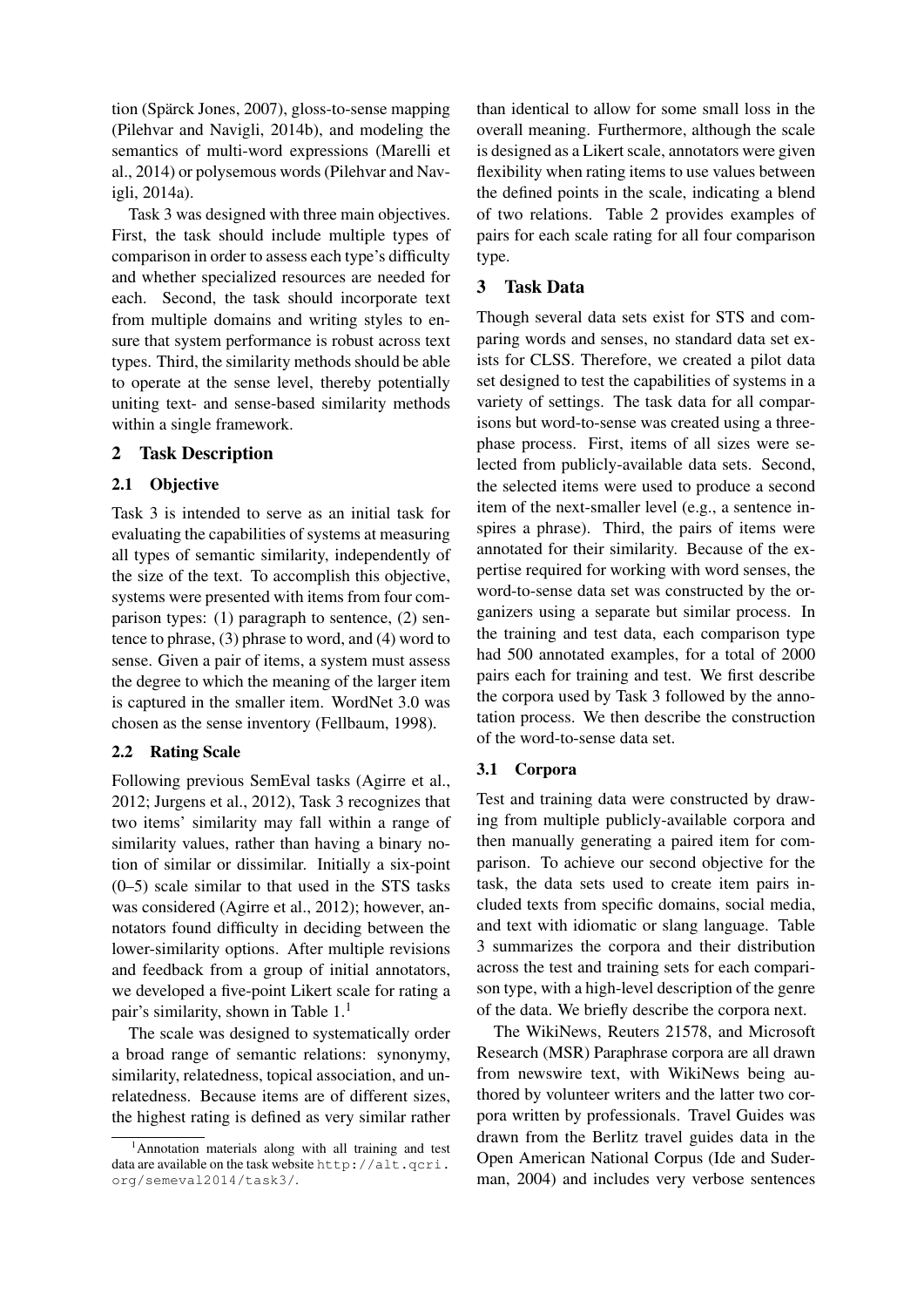tion (Spärck Jones, 2007), gloss-to-sense mapping (Pilehvar and Navigli, 2014b), and modeling the semantics of multi-word expressions (Marelli et al., 2014) or polysemous words (Pilehvar and Navigli, 2014a).

Task 3 was designed with three main objectives. First, the task should include multiple types of comparison in order to assess each type's difficulty and whether specialized resources are needed for each. Second, the task should incorporate text from multiple domains and writing styles to ensure that system performance is robust across text types. Third, the similarity methods should be able to operate at the sense level, thereby potentially uniting text- and sense-based similarity methods within a single framework.

## 2 Task Description

### 2.1 Objective

Task 3 is intended to serve as an initial task for evaluating the capabilities of systems at measuring all types of semantic similarity, independently of the size of the text. To accomplish this objective, systems were presented with items from four comparison types: (1) paragraph to sentence, (2) sentence to phrase, (3) phrase to word, and (4) word to sense. Given a pair of items, a system must assess the degree to which the meaning of the larger item is captured in the smaller item. WordNet 3.0 was chosen as the sense inventory (Fellbaum, 1998).

### 2.2 Rating Scale

Following previous SemEval tasks (Agirre et al., 2012; Jurgens et al., 2012), Task 3 recognizes that two items' similarity may fall within a range of similarity values, rather than having a binary notion of similar or dissimilar. Initially a six-point (0–5) scale similar to that used in the STS tasks was considered (Agirre et al., 2012); however, annotators found difficulty in deciding between the lower-similarity options. After multiple revisions and feedback from a group of initial annotators, we developed a five-point Likert scale for rating a pair's similarity, shown in Table 1.[1]

The scale was designed to systematically order a broad range of semantic relations: synonymy, similarity, relatedness, topical association, and unrelatedness. Because items are of different sizes, the highest rating is defined as very similar rather than identical to allow for some small loss in the overall meaning. Furthermore, although the scale is designed as a Likert scale, annotators were given flexibility when rating items to use values between the defined points in the scale, indicating a blend of two relations. Table 2 provides examples of pairs for each scale rating for all four comparison type.

## 3 Task Data

Though several data sets exist for STS and comparing words and senses, no standard data set exists for CLSS. Therefore, we created a pilot data set designed to test the capabilities of systems in a variety of settings. The task data for all comparisons but word-to-sense was created using a three-phase process. First, items of all sizes were selected from publicly-available data sets. Second, the selected items were used to produce a second item of the next-smaller level (e.g., a sentence inspires a phrase). Third, the pairs of items were annotated for their similarity. Because of the expertise required for working with word senses, the word-to-sense data set was constructed by the organizers using a separate but similar process. In the training and test data, each comparison type had 500 annotated examples, for a total of 2000 pairs each for training and test. We first describe the corpora used by Task 3 followed by the annotation process. We then describe the construction of the word-to-sense data set.

### 3.1 Corpora

Test and training data were constructed by drawing from multiple publicly-available corpora and then manually generating a paired item for comparison. To achieve our second objective for the task, the data sets used to create item pairs included texts from specific domains, social media, and text with idiomatic or slang language. Table 3 summarizes the corpora and their distribution across the test and training sets for each comparison type, with a high-level description of the genre of the data. We briefly describe the corpora next.

The WikiNews, Reuters 21578, and Microsoft Research (MSR) Paraphrase corpora are all drawn from newswire text, with WikiNews being authored by volunteer writers and the latter two corpora written by professionals. Travel Guides was drawn from the Berlitz travel guides data in the Open American National Corpus (Ide and Suderman, 2004) and includes very verbose sentences

[1] Annotation materials along with all training and test data are available on the task website http://alt.qcri.org/semeval2014/task3/.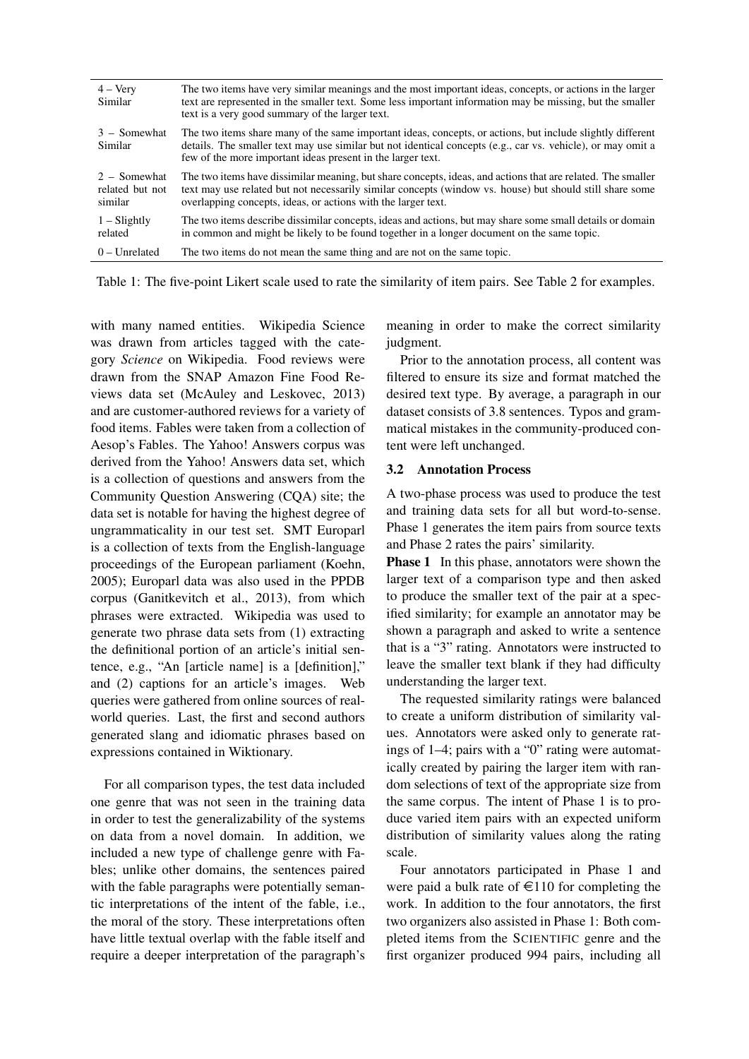| | |
|---|---|
| 4 – Very Similar | The two items have very similar meanings and the most important ideas, concepts, or actions in the larger text are represented in the smaller text. Some less important information may be missing, but the smaller text is a very good summary of the larger text. |
| 3 – Somewhat Similar | The two items share many of the same important ideas, concepts, or actions, but include slightly different details. The smaller text may use similar but not identical concepts (e.g., car vs. vehicle), or may omit a few of the more important ideas present in the larger text. |
| 2 – Somewhat related but not similar | The two items have dissimilar meaning, but share concepts, ideas, and actions that are related. The smaller text may use related but not necessarily similar concepts (window vs. house) but should still share some overlapping concepts, ideas, or actions with the larger text. |
| 1 – Slightly related | The two items describe dissimilar concepts, ideas and actions, but may share some small details or domain in common and might be likely to be found together in a longer document on the same topic. |
| 0 – Unrelated | The two items do not mean the same thing and are not on the same topic. |

Table 1: The five-point Likert scale used to rate the similarity of item pairs. See Table 2 for examples.

with many named entities. Wikipedia Science was drawn from articles tagged with the category *Science* on Wikipedia. Food reviews were drawn from the SNAP Amazon Fine Food Reviews data set (McAuley and Leskovec, 2013) and are customer-authored reviews for a variety of food items. Fables were taken from a collection of Aesop's Fables. The Yahoo! Answers corpus was derived from the Yahoo! Answers data set, which is a collection of questions and answers from the Community Question Answering (CQA) site; the data set is notable for having the highest degree of ungrammaticality in our test set. SMT Europarl is a collection of texts from the English-language proceedings of the European parliament (Koehn, 2005); Europarl data was also used in the PPDB corpus (Ganitkevitch et al., 2013), from which phrases were extracted. Wikipedia was used to generate two phrase data sets from (1) extracting the definitional portion of an article's initial sentence, e.g., "An [article name] is a [definition]," and (2) captions for an article's images. Web queries were gathered from online sources of real-world queries. Last, the first and second authors generated slang and idiomatic phrases based on expressions contained in Wiktionary.

For all comparison types, the test data included one genre that was not seen in the training data in order to test the generalizability of the systems on data from a novel domain. In addition, we included a new type of challenge genre with Fables; unlike other domains, the sentences paired with the fable paragraphs were potentially semantic interpretations of the intent of the fable, i.e., the moral of the story. These interpretations often have little textual overlap with the fable itself and require a deeper interpretation of the paragraph's meaning in order to make the correct similarity judgment.

Prior to the annotation process, all content was filtered to ensure its size and format matched the desired text type. By average, a paragraph in our dataset consists of 3.8 sentences. Typos and grammatical mistakes in the community-produced content were left unchanged.

### 3.2 Annotation Process

A two-phase process was used to produce the test and training data sets for all but word-to-sense. Phase 1 generates the item pairs from source texts and Phase 2 rates the pairs' similarity.

**Phase 1** In this phase, annotators were shown the larger text of a comparison type and then asked to produce the smaller text of the pair at a specified similarity; for example an annotator may be shown a paragraph and asked to write a sentence that is a "3" rating. Annotators were instructed to leave the smaller text blank if they had difficulty understanding the larger text.

The requested similarity ratings were balanced to create a uniform distribution of similarity values. Annotators were asked only to generate ratings of 1–4; pairs with a "0" rating were automatically created by pairing the larger item with random selections of text of the appropriate size from the same corpus. The intent of Phase 1 is to produce varied item pairs with an expected uniform distribution of similarity values along the rating scale.

Four annotators participated in Phase 1 and were paid a bulk rate of €110 for completing the work. In addition to the four annotators, the first two organizers also assisted in Phase 1: Both completed items from the SCIENTIFIC genre and the first organizer produced 994 pairs, including all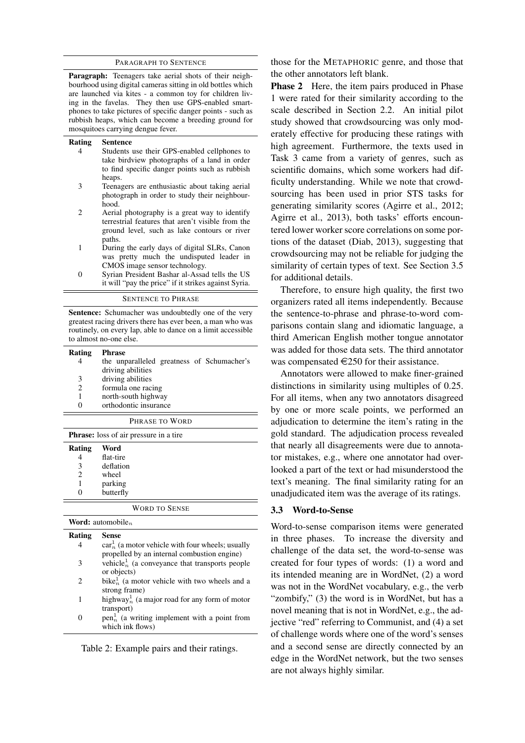**PARAGRAPH TO SENTENCE**

**Paragraph:** Teenagers take aerial shots of their neighbourhood using digital cameras sitting in old bottles which are launched via kites - a common toy for children living in the favelas. They then use GPS-enabled smartphones to take pictures of specific danger points - such as rubbish heaps, which can become a breeding ground for mosquitoes carrying dengue fever.

| Rating | Sentence |
|---|---|
| 4 | Students use their GPS-enabled cellphones to take birdview photographs of a land in order to find specific danger points such as rubbish heaps. |
| 3 | Teenagers are enthusiastic about taking aerial photograph in order to study their neighbourhood. |
| 2 | Aerial photography is a great way to identify terrestrial features that aren't visible from the ground level, such as lake contours or river paths. |
| 1 | During the early days of digital SLRs, Canon was pretty much the undisputed leader in CMOS image sensor technology. |
| 0 | Syrian President Bashar al-Assad tells the US it will "pay the price" if it strikes against Syria. |

**SENTENCE TO PHRASE**

**Sentence:** Schumacher was undoubtedly one of the very greatest racing drivers there has ever been, a man who was routinely, on every lap, able to dance on a limit accessible to almost no-one else.

| Rating | Phrase |
|---|---|
| 4 | the unparalleled greatness of Schumacher's driving abilities |
| 3 | driving abilities |
| 2 | formula one racing |
| 1 | north-south highway |
| 0 | orthodontic insurance |

**PHRASE TO WORD**

**Phrase:** loss of air pressure in a tire

| Rating | Word |
|---|---|
| 4 | flat-tire |
| 3 | deflation |
| 2 | wheel |
| 1 | parking |
| 0 | butterfly |

**WORD TO SENSE**

**Word:** automobile$_n$

| Rating | Sense |
|---|---|
| 4 | car$^1_n$ (a motor vehicle with four wheels; usually propelled by an internal combustion engine) |
| 3 | vehicle$^1_n$ (a conveyance that transports people or objects) |
| 2 | bike$^1_n$ (a motor vehicle with two wheels and a strong frame) |
| 1 | highway$^1_n$ (a major road for any form of motor transport) |
| 0 | pen$^1_n$ (a writing implement with a point from which ink flows) |

Table 2: Example pairs and their ratings.

those for the METAPHORIC genre, and those that the other annotators left blank.

**Phase 2** Here, the item pairs produced in Phase 1 were rated for their similarity according to the scale described in Section 2.2. An initial pilot study showed that crowdsourcing was only moderately effective for producing these ratings with high agreement. Furthermore, the texts used in Task 3 came from a variety of genres, such as scientific domains, which some workers had difficulty understanding. While we note that crowdsourcing has been used in prior STS tasks for generating similarity scores (Agirre et al., 2012; Agirre et al., 2013), both tasks' efforts encountered lower worker score correlations on some portions of the dataset (Diab, 2013), suggesting that crowdsourcing may not be reliable for judging the similarity of certain types of text. See Section 3.5 for additional details.

Therefore, to ensure high quality, the first two organizers rated all items independently. Because the sentence-to-phrase and phrase-to-word comparisons contain slang and idiomatic language, a third American English mother tongue annotator was added for those data sets. The third annotator was compensated €250 for their assistance.

Annotators were allowed to make finer-grained distinctions in similarity using multiples of 0.25. For all items, when any two annotators disagreed by one or more scale points, we performed an adjudication to determine the item's rating in the gold standard. The adjudication process revealed that nearly all disagreements were due to annotator mistakes, e.g., where one annotator had overlooked a part of the text or had misunderstood the text's meaning. The final similarity rating for an unadjudicated item was the average of its ratings.

### 3.3 Word-to-Sense

Word-to-sense comparison items were generated in three phases. To increase the diversity and challenge of the data set, the word-to-sense was created for four types of words: (1) a word and its intended meaning are in WordNet, (2) a word was not in the WordNet vocabulary, e.g., the verb "zombify," (3) the word is in WordNet, but has a novel meaning that is not in WordNet, e.g., the adjective "red" referring to Communist, and (4) a set of challenge words where one of the word's senses and a second sense are directly connected by an edge in the WordNet network, but the two senses are not always highly similar.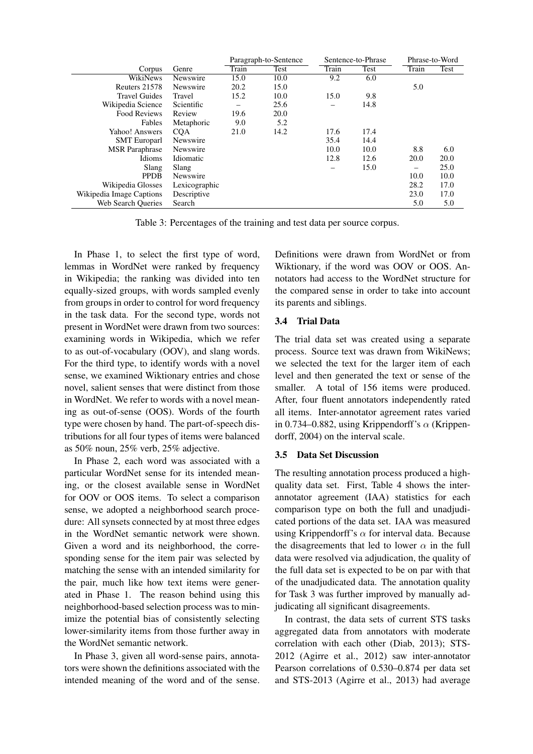| Corpus | Genre | Paragraph-to-Sentence | | Sentence-to-Phrase | | Phrase-to-Word | |
|---|---|---|---|---|---|---|---|
| | | Train | Test | Train | Test | Train | Test |
| WikiNews | Newswire | 15.0 | 10.0 | 9.2 | 6.0 | | |
| Reuters 21578 | Newswire | 20.2 | 15.0 | | | 5.0 | |
| Travel Guides | Travel | 15.2 | 10.0 | 15.0 | 9.8 | | |
| Wikipedia Science | Scientific | – | 25.6 | – | 14.8 | | |
| Food Reviews | Review | 19.6 | 20.0 | | | | |
| Fables | Metaphoric | 9.0 | 5.2 | | | | |
| Yahoo! Answers | CQA | 21.0 | 14.2 | 17.6 | 17.4 | | |
| SMT Europarl | Newswire | | | 35.4 | 14.4 | | |
| MSR Paraphrase | Newswire | | | 10.0 | 10.0 | 8.8 | 6.0 |
| Idioms | Idiomatic | | | 12.8 | 12.6 | 20.0 | 20.0 |
| Slang | Slang | | | – | 15.0 | – | 25.0 |
| PPDB | Newswire | | | | | 10.0 | 10.0 |
| Wikipedia Glosses | Lexicographic | | | | | 28.2 | 17.0 |
| Wikipedia Image Captions | Descriptive | | | | | 23.0 | 17.0 |
| Web Search Queries | Search | | | | | 5.0 | 5.0 |

Table 3: Percentages of the training and test data per source corpus.

In Phase 1, to select the first type of word, lemmas in WordNet were ranked by frequency in Wikipedia; the ranking was divided into ten equally-sized groups, with words sampled evenly from groups in order to control for word frequency in the task data. For the second type, words not present in WordNet were drawn from two sources: examining words in Wikipedia, which we refer to as out-of-vocabulary (OOV), and slang words. For the third type, to identify words with a novel sense, we examined Wiktionary entries and chose novel, salient senses that were distinct from those in WordNet. We refer to words with a novel meaning as out-of-sense (OOS). Words of the fourth type were chosen by hand. The part-of-speech distributions for all four types of items were balanced as 50% noun, 25% verb, 25% adjective.

In Phase 2, each word was associated with a particular WordNet sense for its intended meaning, or the closest available sense in WordNet for OOV or OOS items. To select a comparison sense, we adopted a neighborhood search procedure: All synsets connected by at most three edges in the WordNet semantic network were shown. Given a word and its neighborhood, the corresponding sense for the item pair was selected by matching the sense with an intended similarity for the pair, much like how text items were generated in Phase 1. The reason behind using this neighborhood-based selection process was to minimize the potential bias of consistently selecting lower-similarity items from those further away in the WordNet semantic network.

In Phase 3, given all word-sense pairs, annotators were shown the definitions associated with the intended meaning of the word and of the sense. Definitions were drawn from WordNet or from Wiktionary, if the word was OOV or OOS. Annotators had access to the WordNet structure for the compared sense in order to take into account its parents and siblings.

### 3.4 Trial Data

The trial data set was created using a separate process. Source text was drawn from WikiNews; we selected the text for the larger item of each level and then generated the text or sense of the smaller. A total of 156 items were produced. After, four fluent annotators independently rated all items. Inter-annotator agreement rates varied in 0.734–0.882, using Krippendorff's $\alpha$ (Krippendorff, 2004) on the interval scale.

### 3.5 Data Set Discussion

The resulting annotation process produced a high-quality data set. First, Table 4 shows the inter-annotator agreement (IAA) statistics for each comparison type on both the full and unadjudicated portions of the data set. IAA was measured using Krippendorff's $\alpha$ for interval data. Because the disagreements that led to lower $\alpha$ in the full data were resolved via adjudication, the quality of the full data set is expected to be on par with that of the unadjudicated data. The annotation quality for Task 3 was further improved by manually adjudicating all significant disagreements.

In contrast, the data sets of current STS tasks aggregated data from annotators with moderate correlation with each other (Diab, 2013); STS-2012 (Agirre et al., 2012) saw inter-annotator Pearson correlations of 0.530–0.874 per data set and STS-2013 (Agirre et al., 2013) had average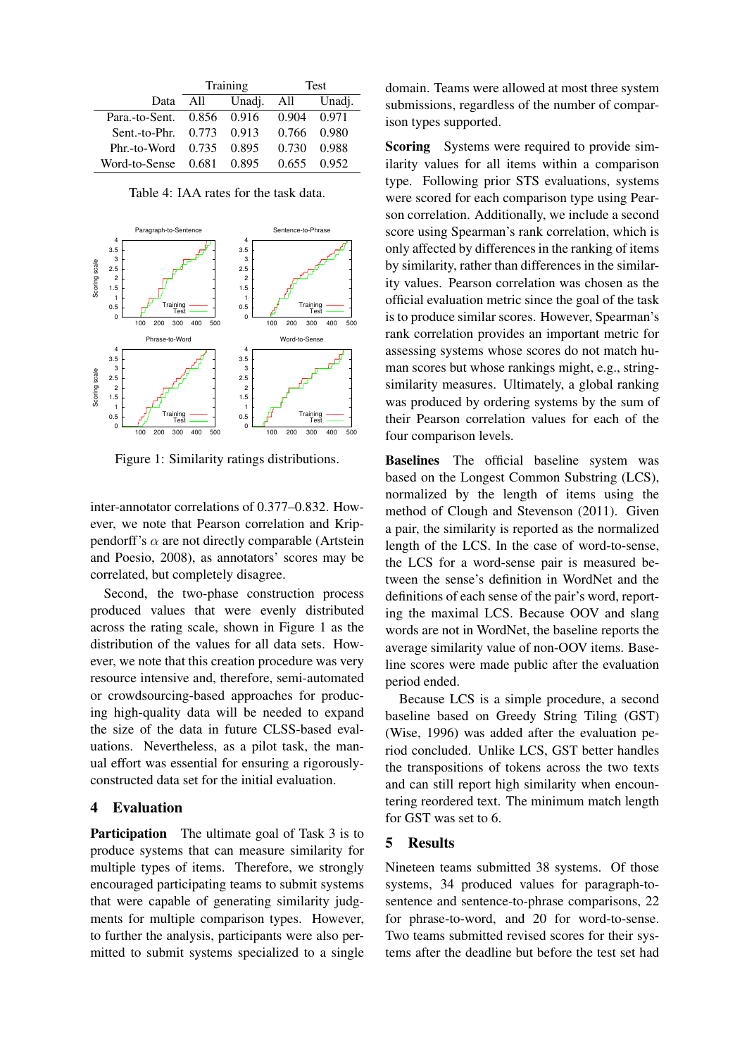| | Training | | Test | |
|---|---|---|---|---|
| Data | All | Unadj. | All | Unadj. |
| Para.-to-Sent. | 0.856 | 0.916 | 0.904 | 0.971 |
| Sent.-to-Phr. | 0.773 | 0.913 | 0.766 | 0.980 |
| Phr.-to-Word | 0.735 | 0.895 | 0.730 | 0.988 |
| Word-to-Sense | 0.681 | 0.895 | 0.655 | 0.952 |

Table 4: IAA rates for the task data.

Figure 1: Similarity ratings distributions.

inter-annotator correlations of 0.377–0.832. However, we note that Pearson correlation and Krippendorff's $\alpha$ are not directly comparable (Artstein and Poesio, 2008), as annotators' scores may be correlated, but completely disagree.

Second, the two-phase construction process produced values that were evenly distributed across the rating scale, shown in Figure 1 as the distribution of the values for all data sets. However, we note that this creation procedure was very resource intensive and, therefore, semi-automated or crowdsourcing-based approaches for producing high-quality data will be needed to expand the size of the data in future CLSS-based evaluations. Nevertheless, as a pilot task, the manual effort was essential for ensuring a rigorously-constructed data set for the initial evaluation.

## 4 Evaluation

**Participation** The ultimate goal of Task 3 is to produce systems that can measure similarity for multiple types of items. Therefore, we strongly encouraged participating teams to submit systems that were capable of generating similarity judgments for multiple comparison types. However, to further the analysis, participants were also permitted to submit systems specialized to a single domain. Teams were allowed at most three system submissions, regardless of the number of comparison types supported.

**Scoring** Systems were required to provide similarity values for all items within a comparison type. Following prior STS evaluations, systems were scored for each comparison type using Pearson correlation. Additionally, we include a second score using Spearman's rank correlation, which is only affected by differences in the ranking of items by similarity, rather than differences in the similarity values. Pearson correlation was chosen as the official evaluation metric since the goal of the task is to produce similar scores. However, Spearman's rank correlation provides an important metric for assessing systems whose scores do not match human scores but whose rankings might, e.g., string-similarity measures. Ultimately, a global ranking was produced by ordering systems by the sum of their Pearson correlation values for each of the four comparison levels.

**Baselines** The official baseline system was based on the Longest Common Substring (LCS), normalized by the length of items using the method of Clough and Stevenson (2011). Given a pair, the similarity is reported as the normalized length of the LCS. In the case of word-to-sense, the LCS for a word-sense pair is measured between the sense's definition in WordNet and the definitions of each sense of the pair's word, reporting the maximal LCS. Because OOV and slang words are not in WordNet, the baseline reports the average similarity value of non-OOV items. Baseline scores were made public after the evaluation period ended.

Because LCS is a simple procedure, a second baseline based on Greedy String Tiling (GST) (Wise, 1996) was added after the evaluation period concluded. Unlike LCS, GST better handles the transpositions of tokens across the two texts and can still report high similarity when encountering reordered text. The minimum match length for GST was set to 6.

## 5 Results

Nineteen teams submitted 38 systems. Of those systems, 34 produced values for paragraph-to-sentence and sentence-to-phrase comparisons, 22 for phrase-to-word, and 20 for word-to-sense. Two teams submitted revised scores for their systems after the deadline but before the test set had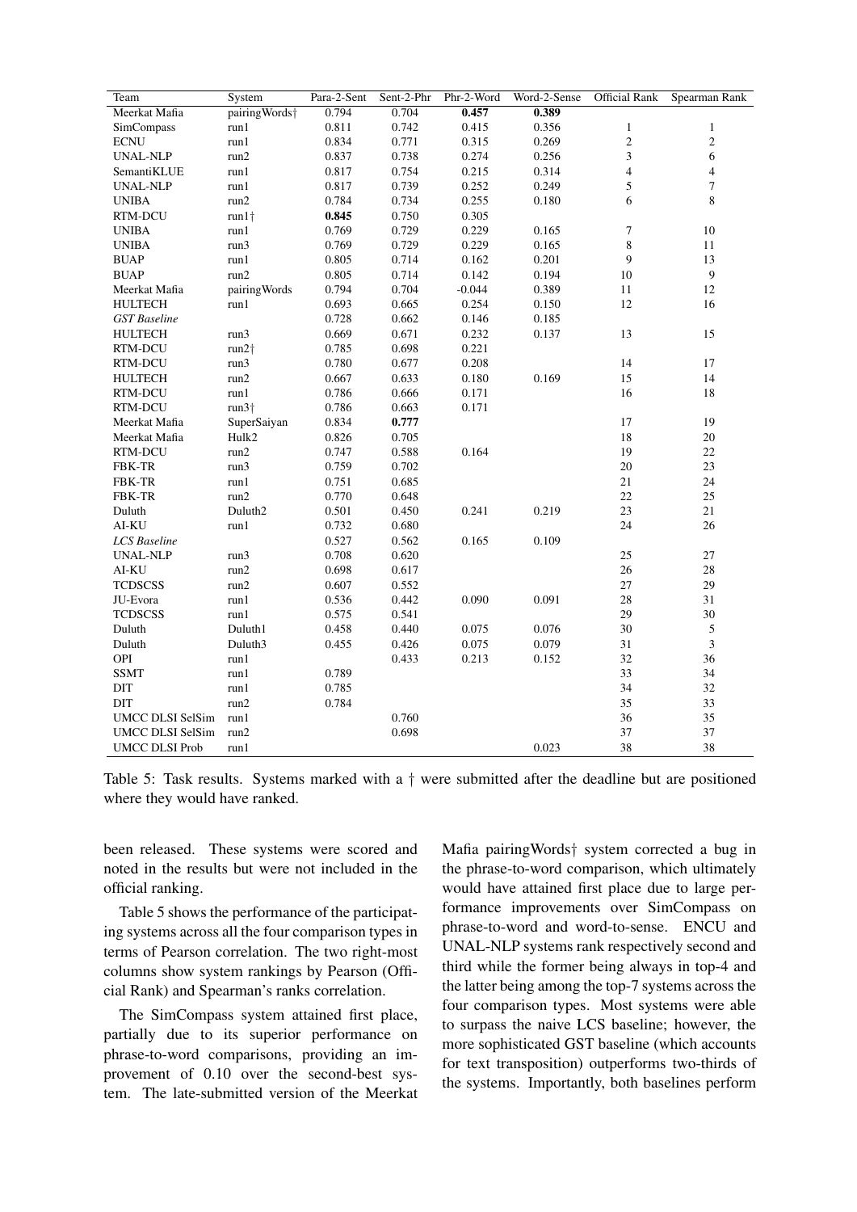| Team | System | Para-2-Sent | Sent-2-Phr | Phr-2-Word | Word-2-Sense | Official Rank | Spearman Rank |
|---|---|---|---|---|---|---|---|
| Meerkat Mafia | pairingWords† | 0.794 | 0.704 | **0.457** | **0.389** | | |
| SimCompass | run1 | 0.811 | 0.742 | 0.415 | 0.356 | 1 | 1 |
| ECNU | run1 | 0.834 | 0.771 | 0.315 | 0.269 | 2 | 2 |
| UNAL-NLP | run2 | 0.837 | 0.738 | 0.274 | 0.256 | 3 | 6 |
| SemantiKLUE | run1 | 0.817 | 0.754 | 0.215 | 0.314 | 4 | 4 |
| UNAL-NLP | run1 | 0.817 | 0.739 | 0.252 | 0.249 | 5 | 7 |
| UNIBA | run2 | 0.784 | 0.734 | 0.255 | 0.180 | 6 | 8 |
| RTM-DCU | run1† | **0.845** | 0.750 | 0.305 | | | |
| UNIBA | run1 | 0.769 | 0.729 | 0.229 | 0.165 | 7 | 10 |
| UNIBA | run3 | 0.769 | 0.729 | 0.229 | 0.165 | 8 | 11 |
| BUAP | run1 | 0.805 | 0.714 | 0.162 | 0.201 | 9 | 13 |
| BUAP | run2 | 0.805 | 0.714 | 0.142 | 0.194 | 10 | 9 |
| Meerkat Mafia | pairingWords | 0.794 | 0.704 | -0.044 | 0.389 | 11 | 12 |
| HULTECH | run1 | 0.693 | 0.665 | 0.254 | 0.150 | 12 | 16 |
| *GST Baseline* | | 0.728 | 0.662 | 0.146 | 0.185 | | |
| HULTECH | run3 | 0.669 | 0.671 | 0.232 | 0.137 | 13 | 15 |
| RTM-DCU | run2† | 0.785 | 0.698 | 0.221 | | | |
| RTM-DCU | run3 | 0.780 | 0.677 | 0.208 | | 14 | 17 |
| HULTECH | run2 | 0.667 | 0.633 | 0.180 | 0.169 | 15 | 14 |
| RTM-DCU | run1 | 0.786 | 0.666 | 0.171 | | 16 | 18 |
| RTM-DCU | run3† | 0.786 | 0.663 | 0.171 | | | |
| Meerkat Mafia | SuperSaiyan | 0.834 | **0.777** | | | 17 | 19 |
| Meerkat Mafia | Hulk2 | 0.826 | 0.705 | | | 18 | 20 |
| RTM-DCU | run2 | 0.747 | 0.588 | 0.164 | | 19 | 22 |
| FBK-TR | run3 | 0.759 | 0.702 | | | 20 | 23 |
| FBK-TR | run1 | 0.751 | 0.685 | | | 21 | 24 |
| FBK-TR | run2 | 0.770 | 0.648 | | | 22 | 25 |
| Duluth | Duluth2 | 0.501 | 0.450 | 0.241 | 0.219 | 23 | 21 |
| AI-KU | run1 | 0.732 | 0.680 | | | 24 | 26 |
| *LCS Baseline* | | 0.527 | 0.562 | 0.165 | 0.109 | | |
| UNAL-NLP | run3 | 0.708 | 0.620 | | | 25 | 27 |
| AI-KU | run2 | 0.698 | 0.617 | | | 26 | 28 |
| TCDSCSS | run2 | 0.607 | 0.552 | | | 27 | 29 |
| JU-Evora | run1 | 0.536 | 0.442 | 0.090 | 0.091 | 28 | 31 |
| TCDSCSS | run1 | 0.575 | 0.541 | | | 29 | 30 |
| Duluth | Duluth1 | 0.458 | 0.440 | 0.075 | 0.076 | 30 | 5 |
| Duluth | Duluth3 | 0.455 | 0.426 | 0.075 | 0.079 | 31 | 3 |
| OPI | run1 | | 0.433 | 0.213 | 0.152 | 32 | 36 |
| SSMT | run1 | 0.789 | | | | 33 | 34 |
| DIT | run1 | 0.785 | | | | 34 | 32 |
| DIT | run2 | 0.784 | | | | 35 | 33 |
| UMCC DLSI SelSim | run1 | | 0.760 | | | 36 | 35 |
| UMCC DLSI SelSim | run2 | | 0.698 | | | 37 | 37 |
| UMCC DLSI Prob | run1 | | | | 0.023 | 38 | 38 |

Table 5: Task results. Systems marked with a † were submitted after the deadline but are positioned where they would have ranked.

been released. These systems were scored and noted in the results but were not included in the official ranking.

Table 5 shows the performance of the participating systems across all the four comparison types in terms of Pearson correlation. The two right-most columns show system rankings by Pearson (Official Rank) and Spearman's ranks correlation.

The SimCompass system attained first place, partially due to its superior performance on phrase-to-word comparisons, providing an improvement of 0.10 over the second-best system. The late-submitted version of the Meerkat Mafia pairingWords† system corrected a bug in the phrase-to-word comparison, which ultimately would have attained first place due to large performance improvements over SimCompass on phrase-to-word and word-to-sense. ENCU and UNAL-NLP systems rank respectively second and third while the former being always in top-4 and the latter being among the top-7 systems across the four comparison types. Most systems were able to surpass the naive LCS baseline; however, the more sophisticated GST baseline (which accounts for text transposition) outperforms two-thirds of the systems. Importantly, both baselines perform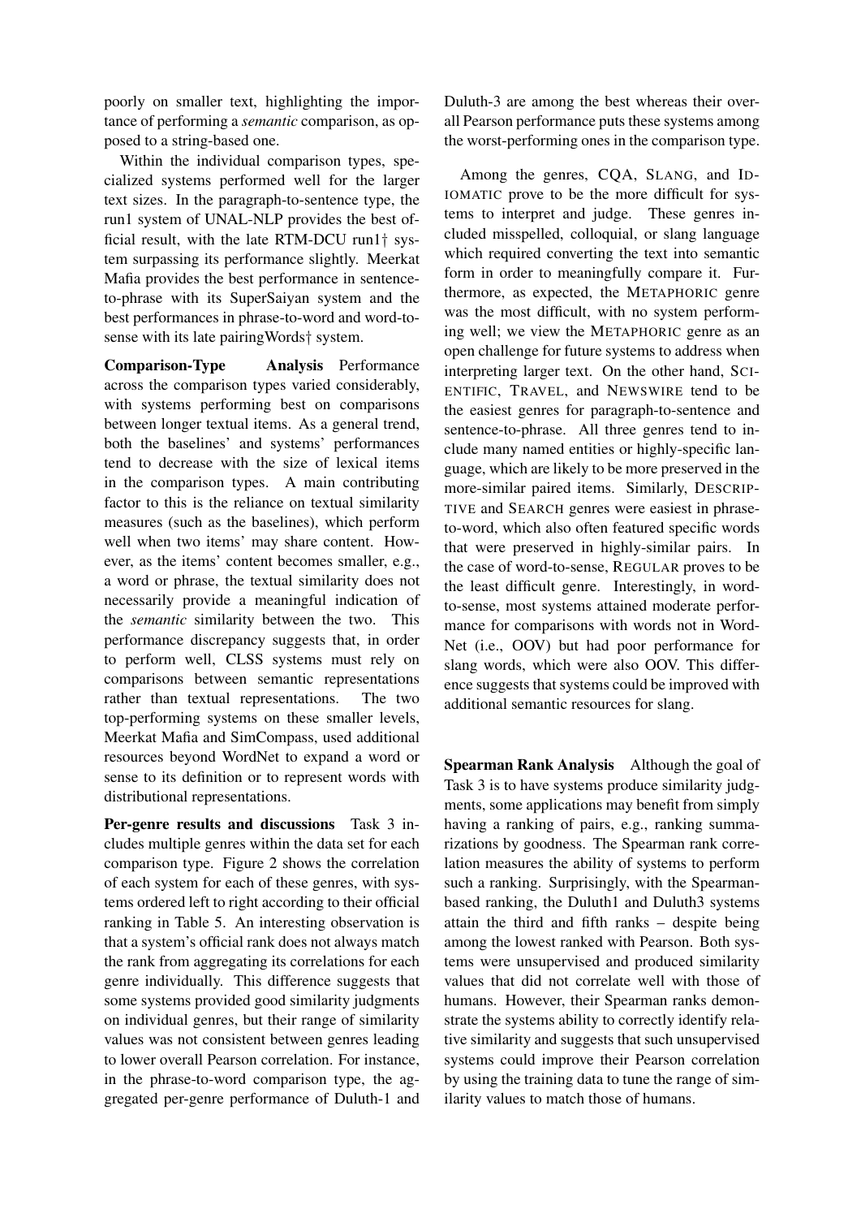poorly on smaller text, highlighting the importance of performing a *semantic* comparison, as opposed to a string-based one.

Within the individual comparison types, specialized systems performed well for the larger text sizes. In the paragraph-to-sentence type, the run1 system of UNAL-NLP provides the best official result, with the late RTM-DCU run1† system surpassing its performance slightly. Meerkat Mafia provides the best performance in sentence-to-phrase with its SuperSaiyan system and the best performances in phrase-to-word and word-to-sense with its late pairingWords† system.

**Comparison-Type Analysis** Performance across the comparison types varied considerably, with systems performing best on comparisons between longer textual items. As a general trend, both the baselines' and systems' performances tend to decrease with the size of lexical items in the comparison types. A main contributing factor to this is the reliance on textual similarity measures (such as the baselines), which perform well when two items' may share content. However, as the items' content becomes smaller, e.g., a word or phrase, the textual similarity does not necessarily provide a meaningful indication of the *semantic* similarity between the two. This performance discrepancy suggests that, in order to perform well, CLSS systems must rely on comparisons between semantic representations rather than textual representations. The two top-performing systems on these smaller levels, Meerkat Mafia and SimCompass, used additional resources beyond WordNet to expand a word or sense to its definition or to represent words with distributional representations.

**Per-genre results and discussions** Task 3 includes multiple genres within the data set for each comparison type. Figure 2 shows the correlation of each system for each of these genres, with systems ordered left to right according to their official ranking in Table 5. An interesting observation is that a system's official rank does not always match the rank from aggregating its correlations for each genre individually. This difference suggests that some systems provided good similarity judgments on individual genres, but their range of similarity values was not consistent between genres leading to lower overall Pearson correlation. For instance, in the phrase-to-word comparison type, the aggregated per-genre performance of Duluth-1 and Duluth-3 are among the best whereas their overall Pearson performance puts these systems among the worst-performing ones in the comparison type.

Among the genres, CQA, SLANG, and IDIOMATIC prove to be the more difficult for systems to interpret and judge. These genres included misspelled, colloquial, or slang language which required converting the text into semantic form in order to meaningfully compare it. Furthermore, as expected, the METAPHORIC genre was the most difficult, with no system performing well; we view the METAPHORIC genre as an open challenge for future systems to address when interpreting larger text. On the other hand, SCIENTIFIC, TRAVEL, and NEWSWIRE tend to be the easiest genres for paragraph-to-sentence and sentence-to-phrase. All three genres tend to include many named entities or highly-specific language, which are likely to be more preserved in the more-similar paired items. Similarly, DESCRIPTIVE and SEARCH genres were easiest in phrase-to-word, which also often featured specific words that were preserved in highly-similar pairs. In the case of word-to-sense, REGULAR proves to be the least difficult genre. Interestingly, in word-to-sense, most systems attained moderate performance for comparisons with words not in WordNet (i.e., OOV) but had poor performance for slang words, which were also OOV. This difference suggests that systems could be improved with additional semantic resources for slang.

**Spearman Rank Analysis** Although the goal of Task 3 is to have systems produce similarity judgments, some applications may benefit from simply having a ranking of pairs, e.g., ranking summarizations by goodness. The Spearman rank correlation measures the ability of systems to perform such a ranking. Surprisingly, with the Spearman-based ranking, the Duluth1 and Duluth3 systems attain the third and fifth ranks – despite being among the lowest ranked with Pearson. Both systems were unsupervised and produced similarity values that did not correlate well with those of humans. However, their Spearman ranks demonstrate the systems ability to correctly identify relative similarity and suggests that such unsupervised systems could improve their Pearson correlation by using the training data to tune the range of similarity values to match those of humans.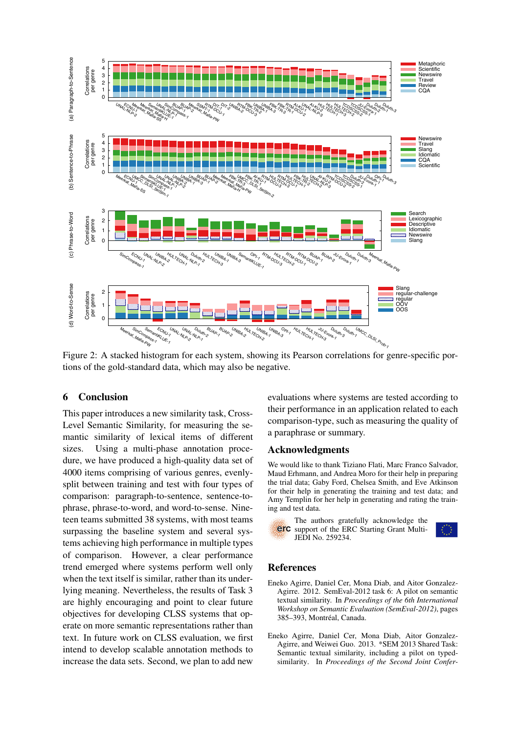Figure 2: A stacked histogram for each system, showing its Pearson correlations for genre-specific portions of the gold-standard data, which may also be negative.

## 6 Conclusion

This paper introduces a new similarity task, Cross-Level Semantic Similarity, for measuring the semantic similarity of lexical items of different sizes. Using a multi-phase annotation procedure, we have produced a high-quality data set of 4000 items comprising of various genres, evenly-split between training and test with four types of comparison: paragraph-to-sentence, sentence-to-phrase, phrase-to-word, and word-to-sense. Nineteen teams submitted 38 systems, with most teams surpassing the baseline system and several systems achieving high performance in multiple types of comparison. However, a clear performance trend emerged where systems perform well only when the text itself is similar, rather than its underlying meaning. Nevertheless, the results of Task 3 are highly encouraging and point to clear future objectives for developing CLSS systems that operate on more semantic representations rather than text. In future work on CLSS evaluation, we first intend to develop scalable annotation methods to increase the data sets. Second, we plan to add new evaluations where systems are tested according to their performance in an application related to each comparison-type, such as measuring the quality of a paraphrase or summary.

## Acknowledgments

We would like to thank Tiziano Flati, Marc Franco Salvador, Maud Erhmann, and Andrea Moro for their help in preparing the trial data; Gaby Ford, Chelsea Smith, and Eve Atkinson for their help in generating the training and test data; and Amy Templin for her help in generating and rating the training and test data.

The authors gratefully acknowledge the support of the ERC Starting Grant MultiJEDI No. 259234.

## References

Eneko Agirre, Daniel Cer, Mona Diab, and Aitor Gonzalez-Agirre. 2012. SemEval-2012 task 6: A pilot on semantic textual similarity. In *Proceedings of the 6th International Workshop on Semantic Evaluation (SemEval-2012)*, pages 385–393, Montréal, Canada.

Eneko Agirre, Daniel Cer, Mona Diab, Aitor Gonzalez-Agirre, and Weiwei Guo. 2013. *SEM 2013 Shared Task: Semantic textual similarity, including a pilot on typed-similarity. In *Proceedings of the Second Joint Confer-*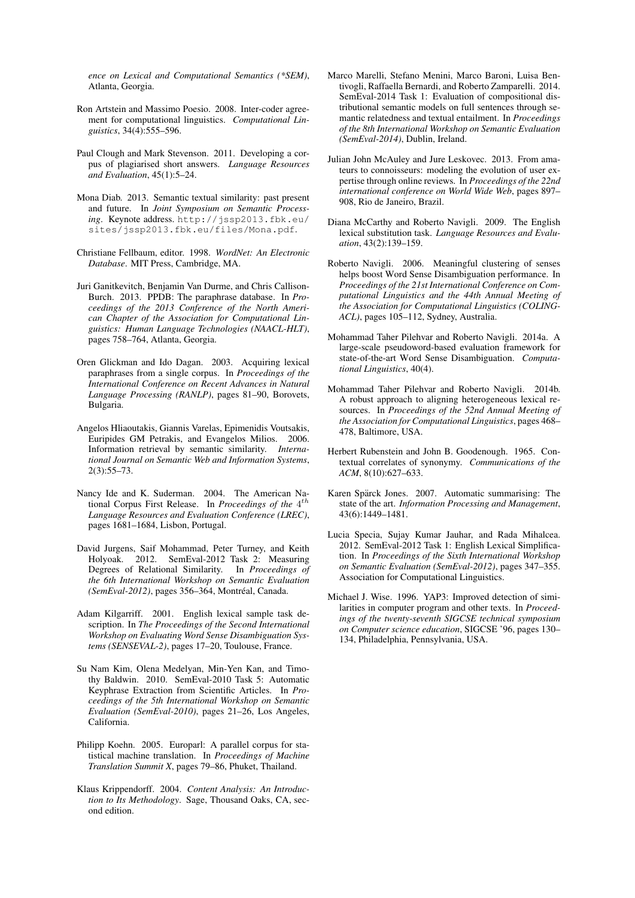*ence on Lexical and Computational Semantics (*SEM)*, Atlanta, Georgia.

Ron Artstein and Massimo Poesio. 2008. Inter-coder agreement for computational linguistics. *Computational Linguistics*, 34(4):555–596.

Paul Clough and Mark Stevenson. 2011. Developing a corpus of plagiarised short answers. *Language Resources and Evaluation*, 45(1):5–24.

Mona Diab. 2013. Semantic textual similarity: past present and future. In *Joint Symposium on Semantic Processing*. Keynote address. http://jssp2013.fbk.eu/sites/jssp2013.fbk.eu/files/Mona.pdf.

Christiane Fellbaum, editor. 1998. *WordNet: An Electronic Database*. MIT Press, Cambridge, MA.

Juri Ganitkevitch, Benjamin Van Durme, and Chris Callison-Burch. 2013. PPDB: The paraphrase database. In *Proceedings of the 2013 Conference of the North American Chapter of the Association for Computational Linguistics: Human Language Technologies (NAACL-HLT)*, pages 758–764, Atlanta, Georgia.

Oren Glickman and Ido Dagan. 2003. Acquiring lexical paraphrases from a single corpus. In *Proceedings of the International Conference on Recent Advances in Natural Language Processing (RANLP)*, pages 81–90, Borovets, Bulgaria.

Angelos Hliaoutakis, Giannis Varelas, Epimenidis Voutsakis, Euripides GM Petrakis, and Evangelos Milios. 2006. Information retrieval by semantic similarity. *International Journal on Semantic Web and Information Systems*, 2(3):55–73.

Nancy Ide and K. Suderman. 2004. The American National Corpus First Release. In *Proceedings of the* $4^{th}$ *Language Resources and Evaluation Conference (LREC)*, pages 1681–1684, Lisbon, Portugal.

David Jurgens, Saif Mohammad, Peter Turney, and Keith Holyoak. 2012. SemEval-2012 Task 2: Measuring Degrees of Relational Similarity. In *Proceedings of the 6th International Workshop on Semantic Evaluation (SemEval-2012)*, pages 356–364, Montréal, Canada.

Adam Kilgarriff. 2001. English lexical sample task description. In *The Proceedings of the Second International Workshop on Evaluating Word Sense Disambiguation Systems (SENSEVAL-2)*, pages 17–20, Toulouse, France.

Su Nam Kim, Olena Medelyan, Min-Yen Kan, and Timothy Baldwin. 2010. SemEval-2010 Task 5: Automatic Keyphrase Extraction from Scientific Articles. In *Proceedings of the 5th International Workshop on Semantic Evaluation (SemEval-2010)*, pages 21–26, Los Angeles, California.

Philipp Koehn. 2005. Europarl: A parallel corpus for statistical machine translation. In *Proceedings of Machine Translation Summit X*, pages 79–86, Phuket, Thailand.

Klaus Krippendorff. 2004. *Content Analysis: An Introduction to Its Methodology*. Sage, Thousand Oaks, CA, second edition.

Marco Marelli, Stefano Menini, Marco Baroni, Luisa Bentivogli, Raffaella Bernardi, and Roberto Zamparelli. 2014. SemEval-2014 Task 1: Evaluation of compositional distributional semantic models on full sentences through semantic relatedness and textual entailment. In *Proceedings of the 8th International Workshop on Semantic Evaluation (SemEval-2014)*, Dublin, Ireland.

Julian John McAuley and Jure Leskovec. 2013. From amateurs to connoisseurs: modeling the evolution of user expertise through online reviews. In *Proceedings of the 22nd international conference on World Wide Web*, pages 897–908, Rio de Janeiro, Brazil.

Diana McCarthy and Roberto Navigli. 2009. The English lexical substitution task. *Language Resources and Evaluation*, 43(2):139–159.

Roberto Navigli. 2006. Meaningful clustering of senses helps boost Word Sense Disambiguation performance. In *Proceedings of the 21st International Conference on Computational Linguistics and the 44th Annual Meeting of the Association for Computational Linguistics (COLING-ACL)*, pages 105–112, Sydney, Australia.

Mohammad Taher Pilehvar and Roberto Navigli. 2014a. A large-scale pseudoword-based evaluation framework for state-of-the-art Word Sense Disambiguation. *Computational Linguistics*, 40(4).

Mohammad Taher Pilehvar and Roberto Navigli. 2014b. A robust approach to aligning heterogeneous lexical resources. In *Proceedings of the 52nd Annual Meeting of the Association for Computational Linguistics*, pages 468–478, Baltimore, USA.

Herbert Rubenstein and John B. Goodenough. 1965. Contextual correlates of synonymy. *Communications of the ACM*, 8(10):627–633.

Karen Spärck Jones. 2007. Automatic summarising: The state of the art. *Information Processing and Management*, 43(6):1449–1481.

Lucia Specia, Sujay Kumar Jauhar, and Rada Mihalcea. 2012. SemEval-2012 Task 1: English Lexical Simplification. In *Proceedings of the Sixth International Workshop on Semantic Evaluation (SemEval-2012)*, pages 347–355. Association for Computational Linguistics.

Michael J. Wise. 1996. YAP3: Improved detection of similarities in computer program and other texts. In *Proceedings of the twenty-seventh SIGCSE technical symposium on Computer science education*, SIGCSE '96, pages 130–134, Philadelphia, Pennsylvania, USA.